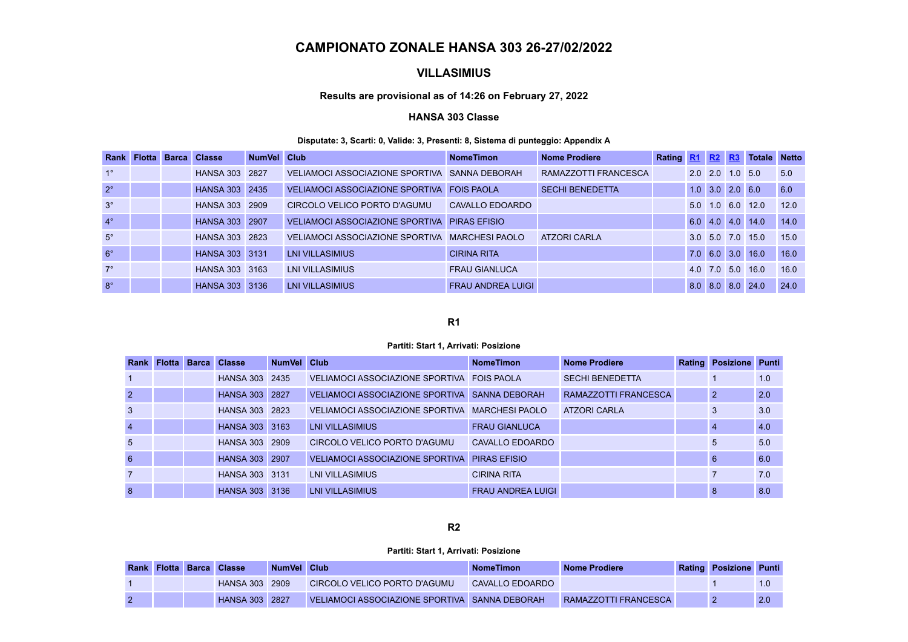# CAMPIONATO ZONALE HANSA 303 26-27/02/2022

## VILLASIMIUS

### Results are provisional as of 14:26 on February 27, 2022

### HANSA 303 Classe

**Disputate: 3, Scarti: 0, Valide: 3, Presenti: 8, Sistema di punteggio: Appendix A**

| Rank | Flotta | Barca | Classe | NumVel | Club | NomeTimon | Nome Prodiere | Rating | R1 | R2 | R3 | Totale | Netto |
|---|---|---|---|---|---|---|---|---|---|---|---|---|---|
| 1° | | | HANSA 303 | 2827 | VELIAMOCI ASSOCIAZIONE SPORTIVA | SANNA DEBORAH | RAMAZZOTTI FRANCESCA | | 2.0 | 2.0 | 1.0 | 5.0 | 5.0 |
| 2° | | | HANSA 303 | 2435 | VELIAMOCI ASSOCIAZIONE SPORTIVA | FOIS PAOLA | SECHI BENEDETTA | | 1.0 | 3.0 | 2.0 | 6.0 | 6.0 |
| 3° | | | HANSA 303 | 2909 | CIRCOLO VELICO PORTO D'AGUMU | CAVALLO EDOARDO | | | 5.0 | 1.0 | 6.0 | 12.0 | 12.0 |
| 4° | | | HANSA 303 | 2907 | VELIAMOCI ASSOCIAZIONE SPORTIVA | PIRAS EFISIO | | | 6.0 | 4.0 | 4.0 | 14.0 | 14.0 |
| 5° | | | HANSA 303 | 2823 | VELIAMOCI ASSOCIAZIONE SPORTIVA | MARCHESI PAOLO | ATZORI CARLA | | 3.0 | 5.0 | 7.0 | 15.0 | 15.0 |
| 6° | | | HANSA 303 | 3131 | LNI VILLASIMIUS | CIRINA RITA | | | 7.0 | 6.0 | 3.0 | 16.0 | 16.0 |
| 7° | | | HANSA 303 | 3163 | LNI VILLASIMIUS | FRAU GIANLUCA | | | 4.0 | 7.0 | 5.0 | 16.0 | 16.0 |
| 8° | | | HANSA 303 | 3136 | LNI VILLASIMIUS | FRAU ANDREA LUIGI | | | 8.0 | 8.0 | 8.0 | 24.0 | 24.0 |

### R1

**Partiti: Start 1, Arrivati: Posizione**

| Rank | Flotta | Barca | Classe | NumVel | Club | NomeTimon | Nome Prodiere | Rating | Posizione | Punti |
|---|---|---|---|---|---|---|---|---|---|---|
| 1 | | | HANSA 303 | 2435 | VELIAMOCI ASSOCIAZIONE SPORTIVA | FOIS PAOLA | SECHI BENEDETTA | | 1 | 1.0 |
| 2 | | | HANSA 303 | 2827 | VELIAMOCI ASSOCIAZIONE SPORTIVA | SANNA DEBORAH | RAMAZZOTTI FRANCESCA | | 2 | 2.0 |
| 3 | | | HANSA 303 | 2823 | VELIAMOCI ASSOCIAZIONE SPORTIVA | MARCHESI PAOLO | ATZORI CARLA | | 3 | 3.0 |
| 4 | | | HANSA 303 | 3163 | LNI VILLASIMIUS | FRAU GIANLUCA | | | 4 | 4.0 |
| 5 | | | HANSA 303 | 2909 | CIRCOLO VELICO PORTO D'AGUMU | CAVALLO EDOARDO | | | 5 | 5.0 |
| 6 | | | HANSA 303 | 2907 | VELIAMOCI ASSOCIAZIONE SPORTIVA | PIRAS EFISIO | | | 6 | 6.0 |
| 7 | | | HANSA 303 | 3131 | LNI VILLASIMIUS | CIRINA RITA | | | 7 | 7.0 |
| 8 | | | HANSA 303 | 3136 | LNI VILLASIMIUS | FRAU ANDREA LUIGI | | | 8 | 8.0 |

### R2

**Partiti: Start 1, Arrivati: Posizione**

| Rank | Flotta | Barca | Classe | NumVel | Club | NomeTimon | Nome Prodiere | Rating | Posizione | Punti |
|---|---|---|---|---|---|---|---|---|---|---|
| 1 | | | HANSA 303 | 2909 | CIRCOLO VELICO PORTO D'AGUMU | CAVALLO EDOARDO | | | 1 | 1.0 |
| 2 | | | HANSA 303 | 2827 | VELIAMOCI ASSOCIAZIONE SPORTIVA | SANNA DEBORAH | RAMAZZOTTI FRANCESCA | | 2 | 2.0 |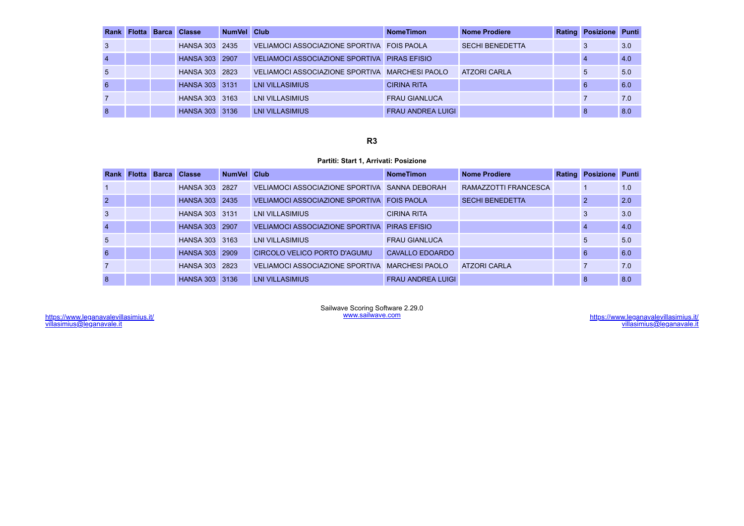| Rank | Flotta | Barca | Classe | NumVel | Club | NomeTimon | Nome Prodiere | Rating | Posizione | Punti |
|---|---|---|---|---|---|---|---|---|---|---|
| 3 | | | HANSA 303 | 2435 | VELIAMOCI ASSOCIAZIONE SPORTIVA | FOIS PAOLA | SECHI BENEDETTA | | 3 | 3.0 |
| 4 | | | HANSA 303 | 2907 | VELIAMOCI ASSOCIAZIONE SPORTIVA | PIRAS EFISIO | | | 4 | 4.0 |
| 5 | | | HANSA 303 | 2823 | VELIAMOCI ASSOCIAZIONE SPORTIVA | MARCHESI PAOLO | ATZORI CARLA | | 5 | 5.0 |
| 6 | | | HANSA 303 | 3131 | LNI VILLASIMIUS | CIRINA RITA | | | 6 | 6.0 |
| 7 | | | HANSA 303 | 3163 | LNI VILLASIMIUS | FRAU GIANLUCA | | | 7 | 7.0 |
| 8 | | | HANSA 303 | 3136 | LNI VILLASIMIUS | FRAU ANDREA LUIGI | | | 8 | 8.0 |

## R3

**Partiti: Start 1, Arrivati: Posizione**

| Rank | Flotta | Barca | Classe | NumVel | Club | NomeTimon | Nome Prodiere | Rating | Posizione | Punti |
|---|---|---|---|---|---|---|---|---|---|---|
| 1 | | | HANSA 303 | 2827 | VELIAMOCI ASSOCIAZIONE SPORTIVA | SANNA DEBORAH | RAMAZZOTTI FRANCESCA | | 1 | 1.0 |
| 2 | | | HANSA 303 | 2435 | VELIAMOCI ASSOCIAZIONE SPORTIVA | FOIS PAOLA | SECHI BENEDETTA | | 2 | 2.0 |
| 3 | | | HANSA 303 | 3131 | LNI VILLASIMIUS | CIRINA RITA | | | 3 | 3.0 |
| 4 | | | HANSA 303 | 2907 | VELIAMOCI ASSOCIAZIONE SPORTIVA | PIRAS EFISIO | | | 4 | 4.0 |
| 5 | | | HANSA 303 | 3163 | LNI VILLASIMIUS | FRAU GIANLUCA | | | 5 | 5.0 |
| 6 | | | HANSA 303 | 2909 | CIRCOLO VELICO PORTO D'AGUMU | CAVALLO EDOARDO | | | 6 | 6.0 |
| 7 | | | HANSA 303 | 2823 | VELIAMOCI ASSOCIAZIONE SPORTIVA | MARCHESI PAOLO | ATZORI CARLA | | 7 | 7.0 |
| 8 | | | HANSA 303 | 3136 | LNI VILLASIMIUS | FRAU ANDREA LUIGI | | | 8 | 8.0 |

https://www.leganavalevillasimius.it/
villasimius@leganavale.it

Sailwave Scoring Software 2.29.0
www.sailwave.com

https://www.leganavalevillasimius.it/
villasimius@leganavale.it